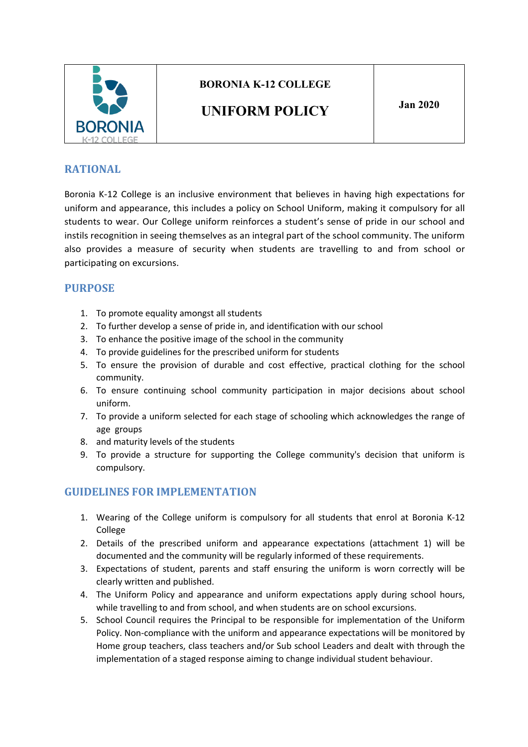| BORONIA K-12 COLLEGE | BORONIA K-12 COLLEGE<br>**UNIFORM POLICY** | **Jan 2020** |
| --- | --- | --- |

## RATIONAL

Boronia K-12 College is an inclusive environment that believes in having high expectations for uniform and appearance, this includes a policy on School Uniform, making it compulsory for all students to wear. Our College uniform reinforces a student's sense of pride in our school and instils recognition in seeing themselves as an integral part of the school community. The uniform also provides a measure of security when students are travelling to and from school or participating on excursions.

## PURPOSE

1. To promote equality amongst all students
2. To further develop a sense of pride in, and identification with our school
3. To enhance the positive image of the school in the community
4. To provide guidelines for the prescribed uniform for students
5. To ensure the provision of durable and cost effective, practical clothing for the school community.
6. To ensure continuing school community participation in major decisions about school uniform.
7. To provide a uniform selected for each stage of schooling which acknowledges the range of age groups
8. and maturity levels of the students
9. To provide a structure for supporting the College community's decision that uniform is compulsory.

## GUIDELINES FOR IMPLEMENTATION

1. Wearing of the College uniform is compulsory for all students that enrol at Boronia K-12 College
2. Details of the prescribed uniform and appearance expectations (attachment 1) will be documented and the community will be regularly informed of these requirements.
3. Expectations of student, parents and staff ensuring the uniform is worn correctly will be clearly written and published.
4. The Uniform Policy and appearance and uniform expectations apply during school hours, while travelling to and from school, and when students are on school excursions.
5. School Council requires the Principal to be responsible for implementation of the Uniform Policy. Non-compliance with the uniform and appearance expectations will be monitored by Home group teachers, class teachers and/or Sub school Leaders and dealt with through the implementation of a staged response aiming to change individual student behaviour.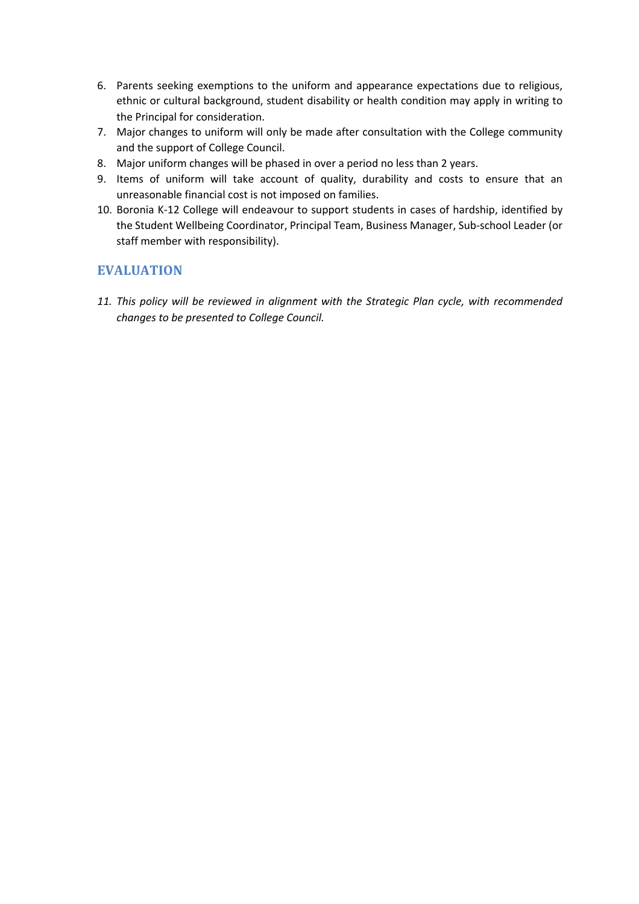6. Parents seeking exemptions to the uniform and appearance expectations due to religious, ethnic or cultural background, student disability or health condition may apply in writing to the Principal for consideration.
7. Major changes to uniform will only be made after consultation with the College community and the support of College Council.
8. Major uniform changes will be phased in over a period no less than 2 years.
9. Items of uniform will take account of quality, durability and costs to ensure that an unreasonable financial cost is not imposed on families.
10. Boronia K-12 College will endeavour to support students in cases of hardship, identified by the Student Wellbeing Coordinator, Principal Team, Business Manager, Sub-school Leader (or staff member with responsibility).

## EVALUATION

11. *This policy will be reviewed in alignment with the Strategic Plan cycle, with recommended changes to be presented to College Council.*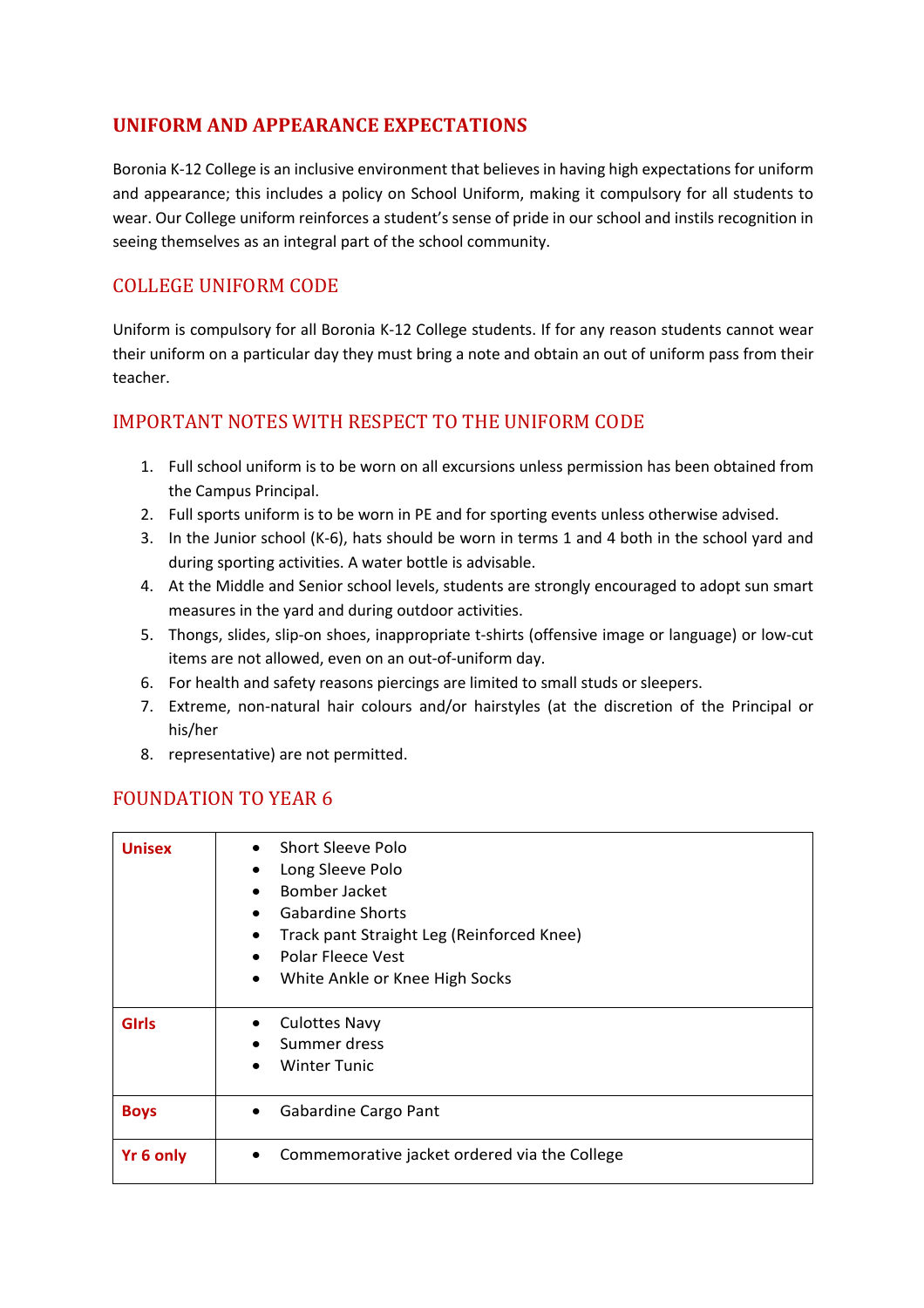## UNIFORM AND APPEARANCE EXPECTATIONS

Boronia K-12 College is an inclusive environment that believes in having high expectations for uniform and appearance; this includes a policy on School Uniform, making it compulsory for all students to wear. Our College uniform reinforces a student's sense of pride in our school and instils recognition in seeing themselves as an integral part of the school community.

### COLLEGE UNIFORM CODE

Uniform is compulsory for all Boronia K-12 College students. If for any reason students cannot wear their uniform on a particular day they must bring a note and obtain an out of uniform pass from their teacher.

### IMPORTANT NOTES WITH RESPECT TO THE UNIFORM CODE

1. Full school uniform is to be worn on all excursions unless permission has been obtained from the Campus Principal.
2. Full sports uniform is to be worn in PE and for sporting events unless otherwise advised.
3. In the Junior school (K-6), hats should be worn in terms 1 and 4 both in the school yard and during sporting activities. A water bottle is advisable.
4. At the Middle and Senior school levels, students are strongly encouraged to adopt sun smart measures in the yard and during outdoor activities.
5. Thongs, slides, slip-on shoes, inappropriate t-shirts (offensive image or language) or low-cut items are not allowed, even on an out-of-uniform day.
6. For health and safety reasons piercings are limited to small studs or sleepers.
7. Extreme, non-natural hair colours and/or hairstyles (at the discretion of the Principal or his/her
8. representative) are not permitted.

### FOUNDATION TO YEAR 6

| | |
|---|---|
| **Unisex** | • Short Sleeve Polo<br>• Long Sleeve Polo<br>• Bomber Jacket<br>• Gabardine Shorts<br>• Track pant Straight Leg (Reinforced Knee)<br>• Polar Fleece Vest<br>• White Ankle or Knee High Socks |
| **GIrls** | • Culottes Navy<br>• Summer dress<br>• Winter Tunic |
| **Boys** | • Gabardine Cargo Pant |
| **Yr 6 only** | • Commemorative jacket ordered via the College |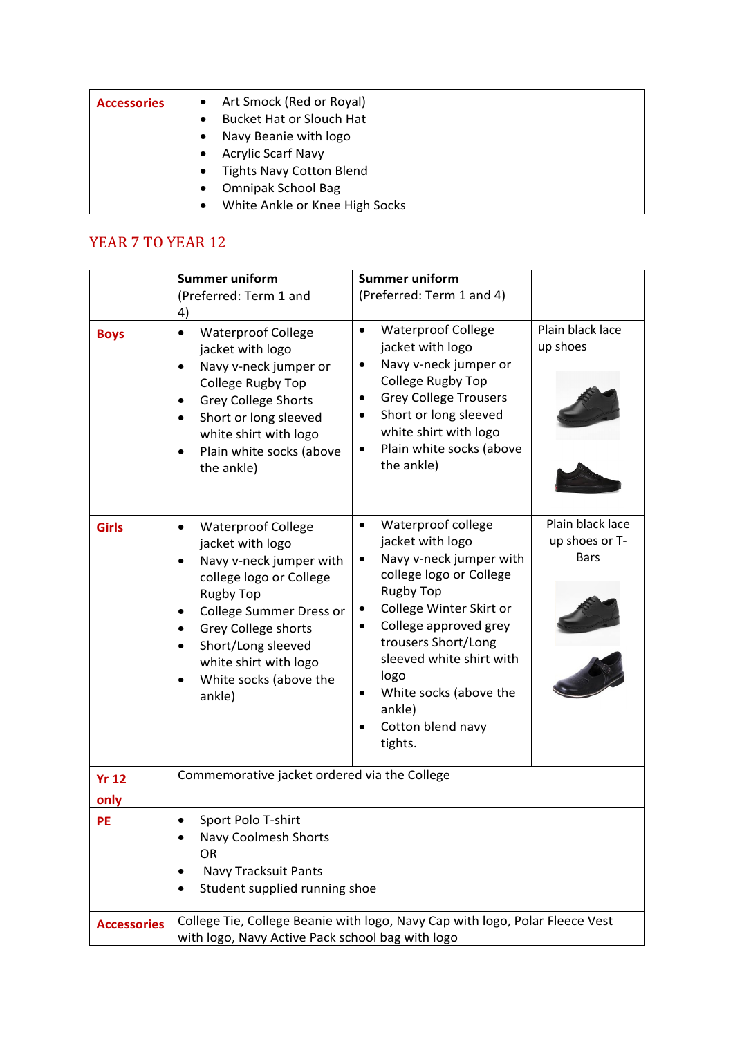| Accessories | • Art Smock (Red or Royal)<br>• Bucket Hat or Slouch Hat<br>• Navy Beanie with logo<br>• Acrylic Scarf Navy<br>• Tights Navy Cotton Blend<br>• Omnipak School Bag<br>• White Ankle or Knee High Socks |
|---|---|

## YEAR 7 TO YEAR 12

| | **Summer uniform** (Preferred: Term 1 and 4) | **Summer uniform** (Preferred: Term 1 and 4) | |
|---|---|---|---|
| **Boys** | • Waterproof College jacket with logo<br>• Navy v-neck jumper or College Rugby Top<br>• Grey College Shorts<br>• Short or long sleeved white shirt with logo<br>• Plain white socks (above the ankle) | • Waterproof College jacket with logo<br>• Navy v-neck jumper or College Rugby Top<br>• Grey College Trousers<br>• Short or long sleeved white shirt with logo<br>• Plain white socks (above the ankle) | Plain black lace up shoes |
| **Girls** | • Waterproof College jacket with logo<br>• Navy v-neck jumper with college logo or College Rugby Top<br>• College Summer Dress or<br>• Grey College shorts<br>• Short/Long sleeved white shirt with logo<br>• White socks (above the ankle) | • Waterproof college jacket with logo<br>• Navy v-neck jumper with college logo or College Rugby Top<br>• College Winter Skirt or<br>• College approved grey trousers Short/Long sleeved white shirt with logo<br>• White socks (above the ankle)<br>• Cotton blend navy tights. | Plain black lace up shoes or T-Bars |
| **Yr 12 only** | Commemorative jacket ordered via the College | | |
| **PE** | • Sport Polo T-shirt<br>• Navy Coolmesh Shorts<br>OR<br>• Navy Tracksuit Pants<br>• Student supplied running shoe | | |
| **Accessories** | College Tie, College Beanie with logo, Navy Cap with logo, Polar Fleece Vest with logo, Navy Active Pack school bag with logo | | |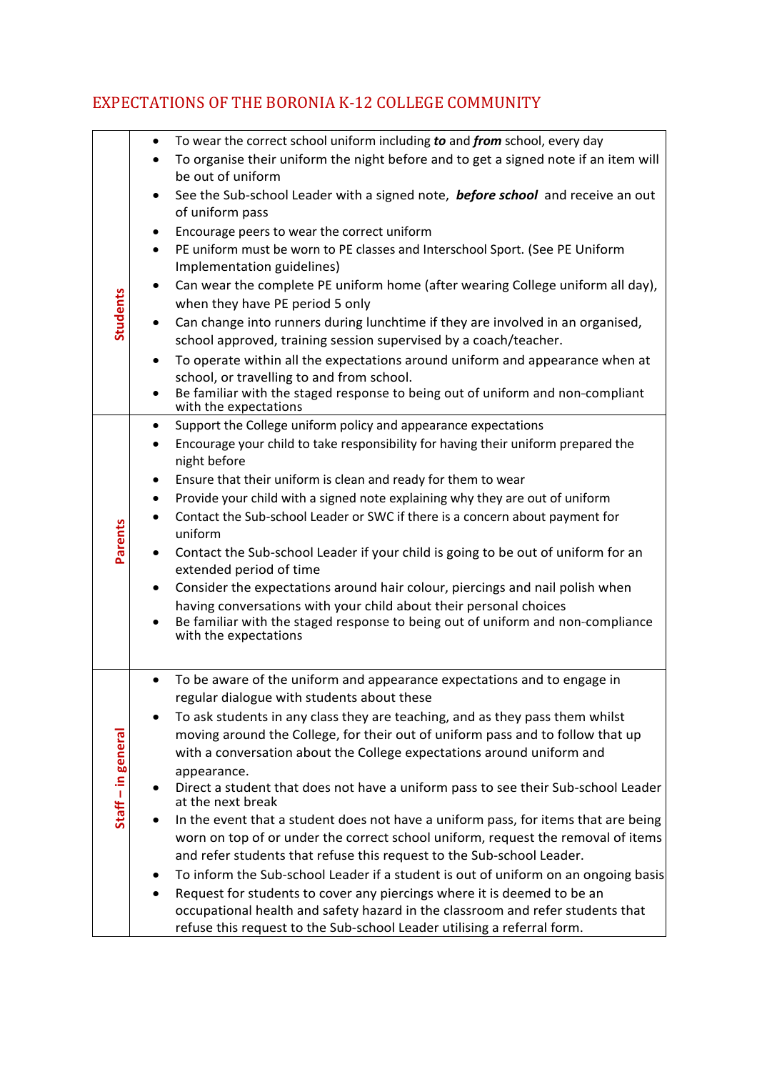# EXPECTATIONS OF THE BORONIA K-12 COLLEGE COMMUNITY

| | |
|---|---|
| **Students** | • To wear the correct school uniform including ***to*** and ***from*** school, every day<br>• To organise their uniform the night before and to get a signed note if an item will be out of uniform<br>• See the Sub-school Leader with a signed note, ***before school*** and receive an out of uniform pass<br>• Encourage peers to wear the correct uniform<br>• PE uniform must be worn to PE classes and Interschool Sport. (See PE Uniform Implementation guidelines)<br>• Can wear the complete PE uniform home (after wearing College uniform all day), when they have PE period 5 only<br>• Can change into runners during lunchtime if they are involved in an organised, school approved, training session supervised by a coach/teacher.<br>• To operate within all the expectations around uniform and appearance when at school, or travelling to and from school.<br>• Be familiar with the staged response to being out of uniform and non-compliant with the expectations |
| **Parents** | • Support the College uniform policy and appearance expectations<br>• Encourage your child to take responsibility for having their uniform prepared the night before<br>• Ensure that their uniform is clean and ready for them to wear<br>• Provide your child with a signed note explaining why they are out of uniform<br>• Contact the Sub-school Leader or SWC if there is a concern about payment for uniform<br>• Contact the Sub-school Leader if your child is going to be out of uniform for an extended period of time<br>• Consider the expectations around hair colour, piercings and nail polish when having conversations with your child about their personal choices<br>• Be familiar with the staged response to being out of uniform and non-compliance with the expectations |
| **Staff – in general** | • To be aware of the uniform and appearance expectations and to engage in regular dialogue with students about these<br>• To ask students in any class they are teaching, and as they pass them whilst moving around the College, for their out of uniform pass and to follow that up with a conversation about the College expectations around uniform and appearance.<br>• Direct a student that does not have a uniform pass to see their Sub-school Leader at the next break<br>• In the event that a student does not have a uniform pass, for items that are being worn on top of or under the correct school uniform, request the removal of items and refer students that refuse this request to the Sub-school Leader.<br>• To inform the Sub-school Leader if a student is out of uniform on an ongoing basis<br>• Request for students to cover any piercings where it is deemed to be an occupational health and safety hazard in the classroom and refer students that refuse this request to the Sub-school Leader utilising a referral form. |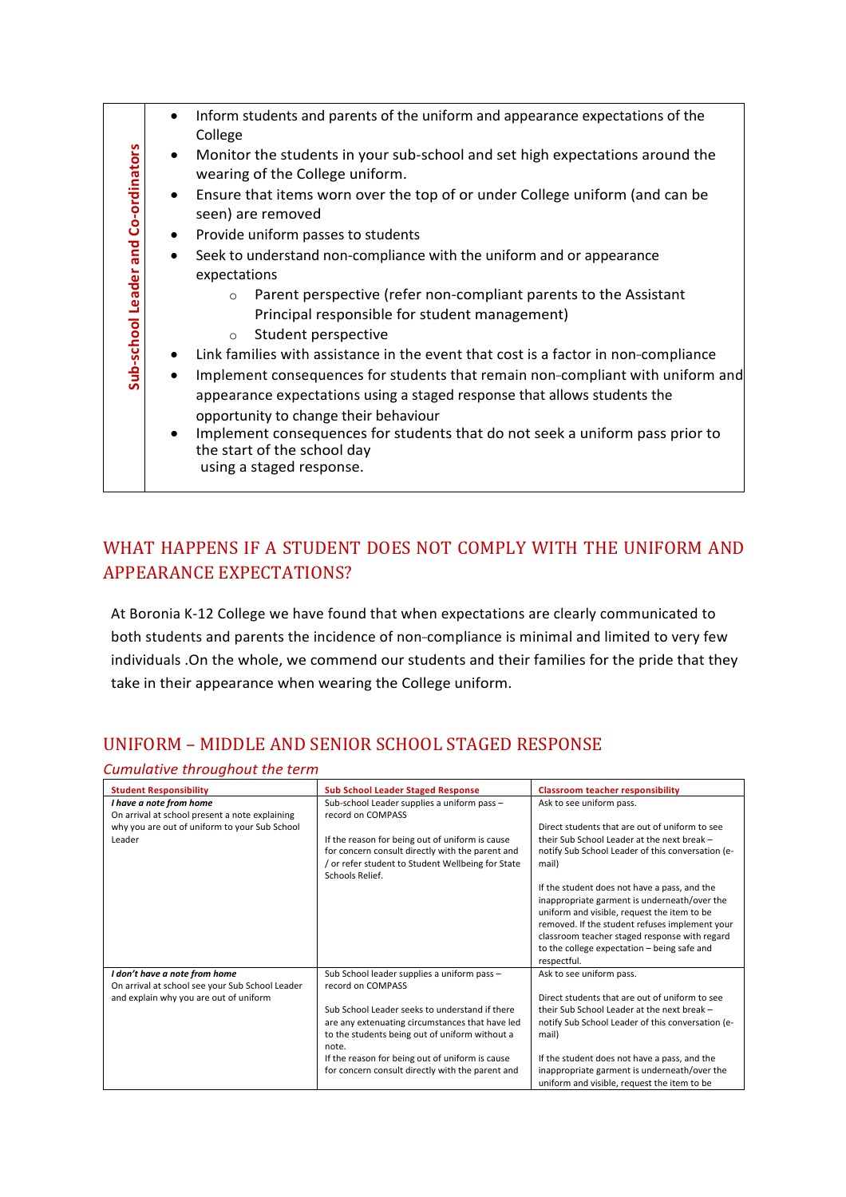| Sub-school Leader and Co-ordinators | <ul><li>Inform students and parents of the uniform and appearance expectations of the College</li><li>Monitor the students in your sub-school and set high expectations around the wearing of the College uniform.</li><li>Ensure that items worn over the top of or under College uniform (and can be seen) are removed</li><li>Provide uniform passes to students</li><li>Seek to understand non-compliance with the uniform and or appearance expectations<ul><li>Parent perspective (refer non-compliant parents to the Assistant Principal responsible for student management)</li><li>Student perspective</li></ul></li><li>Link families with assistance in the event that cost is a factor in non-compliance</li><li>Implement consequences for students that remain non-compliant with uniform and appearance expectations using a staged response that allows students the opportunity to change their behaviour</li><li>Implement consequences for students that do not seek a uniform pass prior to the start of the school day using a staged response.</li></ul> |
|---|---|

## WHAT HAPPENS IF A STUDENT DOES NOT COMPLY WITH THE UNIFORM AND APPEARANCE EXPECTATIONS?

At Boronia K-12 College we have found that when expectations are clearly communicated to both students and parents the incidence of non-compliance is minimal and limited to very few individuals .On the whole, we commend our students and their families for the pride that they take in their appearance when wearing the College uniform.

## UNIFORM – MIDDLE AND SENIOR SCHOOL STAGED RESPONSE

*Cumulative throughout the term*

| Student Responsibility | Sub School Leader Staged Response | Classroom teacher responsibility |
|---|---|---|
| ***I have a note from home***<br>On arrival at school present a note explaining why you are out of uniform to your Sub School Leader | Sub-school Leader supplies a uniform pass – record on COMPASS<br><br>If the reason for being out of uniform is cause for concern consult directly with the parent and / or refer student to Student Wellbeing for State Schools Relief. | Ask to see uniform pass.<br><br>Direct students that are out of uniform to see their Sub School Leader at the next break – notify Sub School Leader of this conversation (e-mail)<br><br>If the student does not have a pass, and the inappropriate garment is underneath/over the uniform and visible, request the item to be removed. If the student refuses implement your classroom teacher staged response with regard to the college expectation – being safe and respectful. |
| ***I don't have a note from home***<br>On arrival at school see your Sub School Leader and explain why you are out of uniform | Sub School leader supplies a uniform pass – record on COMPASS<br><br>Sub School Leader seeks to understand if there are any extenuating circumstances that have led to the students being out of uniform without a note.<br>If the reason for being out of uniform is cause for concern consult directly with the parent and | Ask to see uniform pass.<br><br>Direct students that are out of uniform to see their Sub School Leader at the next break – notify Sub School Leader of this conversation (e-mail)<br><br>If the student does not have a pass, and the inappropriate garment is underneath/over the uniform and visible, request the item to be |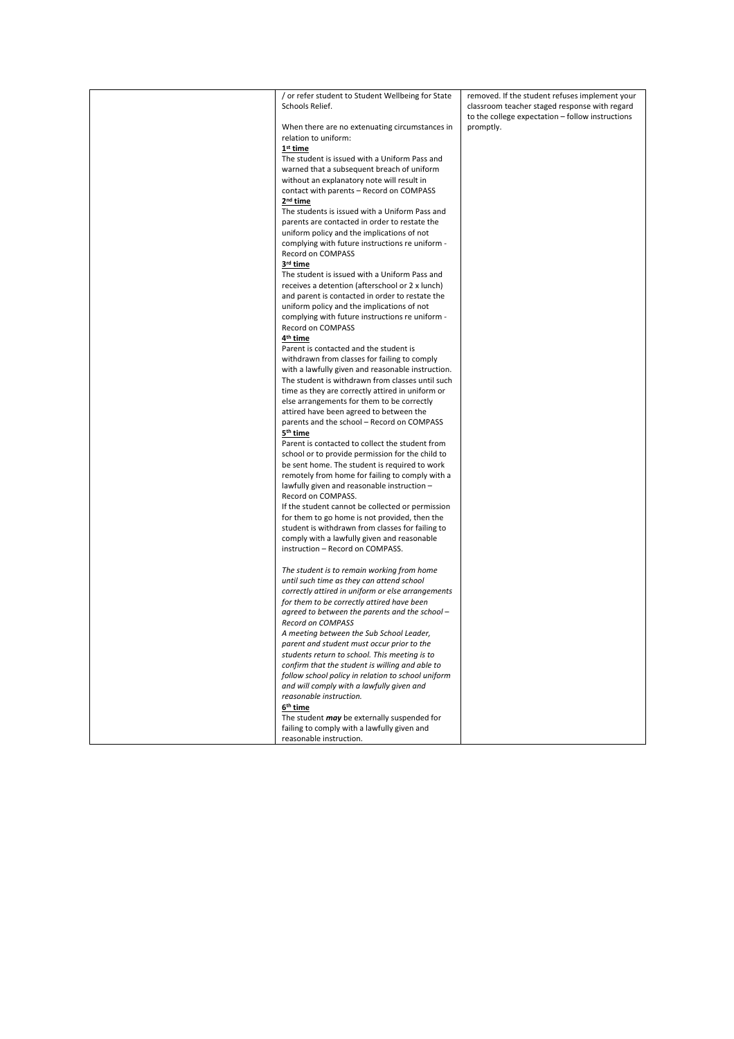| | | |
|---|---|---|
| | / or refer student to Student Wellbeing for State Schools Relief.<br><br>When there are no extenuating circumstances in relation to uniform:<br>**1st time**<br>The student is issued with a Uniform Pass and warned that a subsequent breach of uniform without an explanatory note will result in contact with parents – Record on COMPASS<br>**2nd time**<br>The students is issued with a Uniform Pass and parents are contacted in order to restate the uniform policy and the implications of not complying with future instructions re uniform - Record on COMPASS<br>**3rd time**<br>The student is issued with a Uniform Pass and receives a detention (afterschool or 2 x lunch) and parent is contacted in order to restate the uniform policy and the implications of not complying with future instructions re uniform - Record on COMPASS<br>**4th time**<br>Parent is contacted and the student is withdrawn from classes for failing to comply with a lawfully given and reasonable instruction. The student is withdrawn from classes until such time as they are correctly attired in uniform or else arrangements for them to be correctly attired have been agreed to between the parents and the school – Record on COMPASS<br>**5th time**<br>Parent is contacted to collect the student from school or to provide permission for the child to be sent home. The student is required to work remotely from home for failing to comply with a lawfully given and reasonable instruction – Record on COMPASS.<br>If the student cannot be collected or permission for them to go home is not provided, then the student is withdrawn from classes for failing to comply with a lawfully given and reasonable instruction – Record on COMPASS.<br><br>*The student is to remain working from home until such time as they can attend school correctly attired in uniform or else arrangements for them to be correctly attired have been agreed to between the parents and the school – Record on COMPASS*<br>*A meeting between the Sub School Leader, parent and student must occur prior to the students return to school. This meeting is to confirm that the student is willing and able to follow school policy in relation to school uniform and will comply with a lawfully given and reasonable instruction.*<br>**6th time**<br>The student ***may*** be externally suspended for failing to comply with a lawfully given and reasonable instruction. | removed. If the student refuses implement your classroom teacher staged response with regard to the college expectation – follow instructions promptly. |